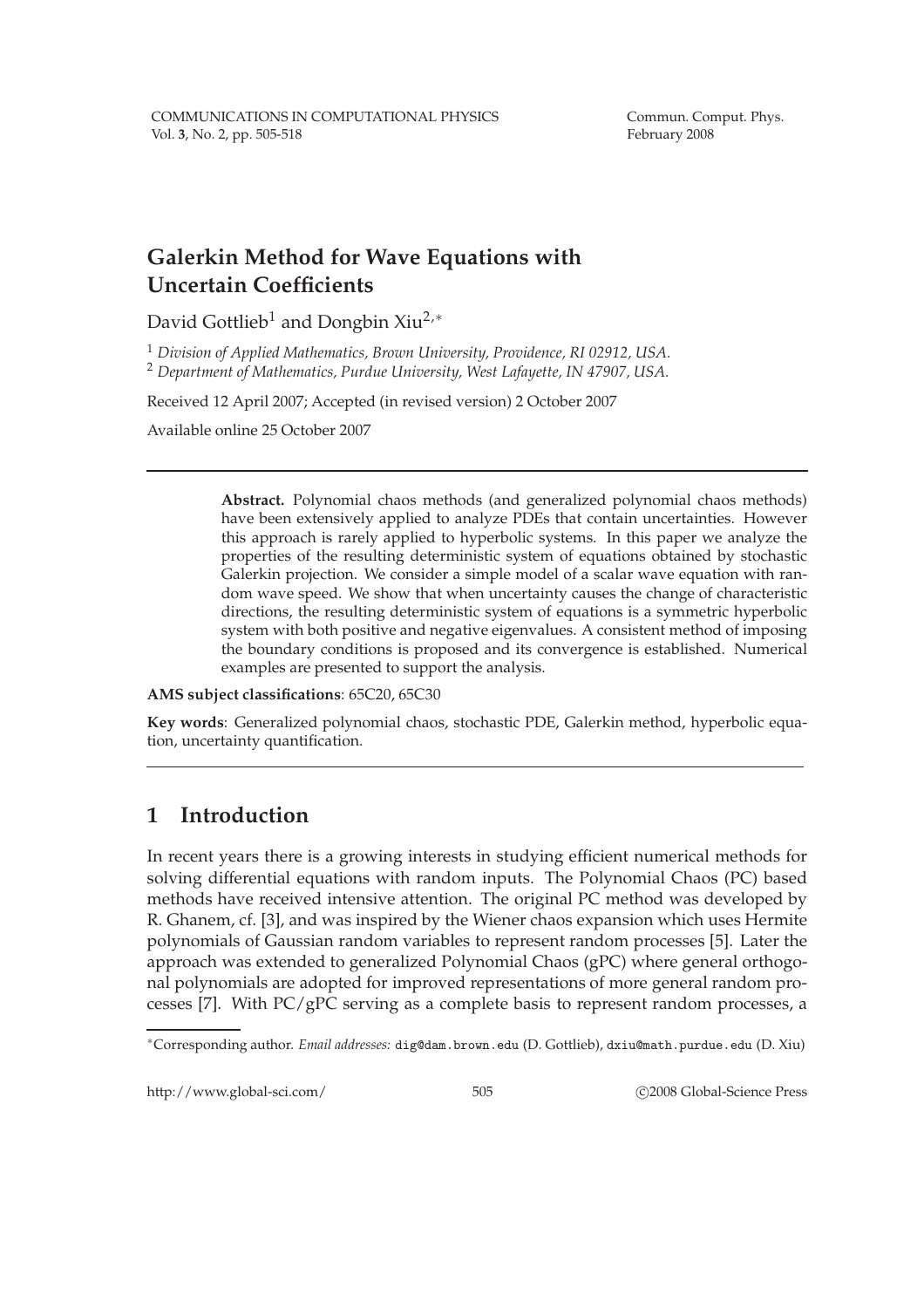# Galerkin Method for Wave Equations with Uncertain Coefficients

David Gottlieb[1] and Dongbin Xiu[2,*]

[1] *Division of Applied Mathematics, Brown University, Providence, RI 02912, USA.*
[2] *Department of Mathematics, Purdue University, West Lafayette, IN 47907, USA.*

Received 12 April 2007; Accepted (in revised version) 2 October 2007

Available online 25 October 2007

---

**Abstract.** Polynomial chaos methods (and generalized polynomial chaos methods) have been extensively applied to analyze PDEs that contain uncertainties. However this approach is rarely applied to hyperbolic systems. In this paper we analyze the properties of the resulting deterministic system of equations obtained by stochastic Galerkin projection. We consider a simple model of a scalar wave equation with random wave speed. We show that when uncertainty causes the change of characteristic directions, the resulting deterministic system of equations is a symmetric hyperbolic system with both positive and negative eigenvalues. A consistent method of imposing the boundary conditions is proposed and its convergence is established. Numerical examples are presented to support the analysis.

**AMS subject classifications**: 65C20, 65C30

**Key words**: Generalized polynomial chaos, stochastic PDE, Galerkin method, hyperbolic equation, uncertainty quantification.

---

## 1 Introduction

In recent years there is a growing interests in studying efficient numerical methods for solving differential equations with random inputs. The Polynomial Chaos (PC) based methods have received intensive attention. The original PC method was developed by R. Ghanem, cf. [3], and was inspired by the Wiener chaos expansion which uses Hermite polynomials of Gaussian random variables to represent random processes [5]. Later the approach was extended to generalized Polynomial Chaos (gPC) where general orthogonal polynomials are adopted for improved representations of more general random processes [7]. With PC/gPC serving as a complete basis to represent random processes, a

---

*Corresponding author. *Email addresses:* dig@dam.brown.edu (D. Gottlieb), dxiu@math.purdue.edu (D. Xiu)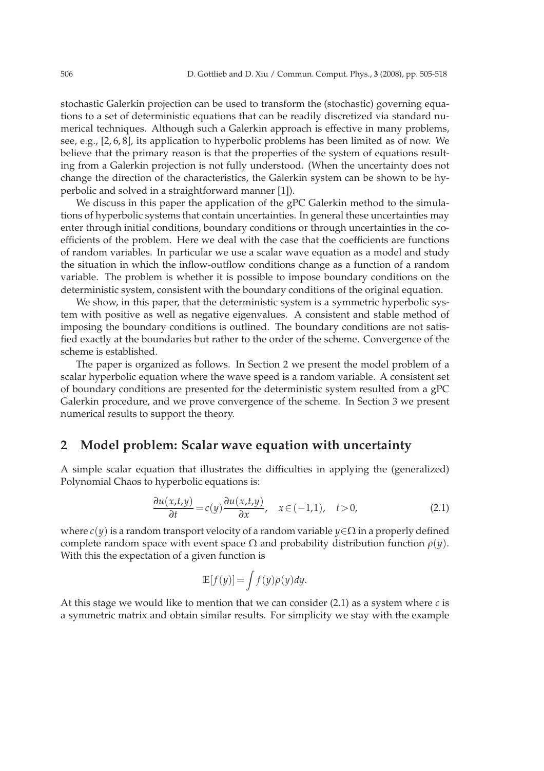stochastic Galerkin projection can be used to transform the (stochastic) governing equations to a set of deterministic equations that can be readily discretized via standard numerical techniques. Although such a Galerkin approach is effective in many problems, see, e.g., [2, 6, 8], its application to hyperbolic problems has been limited as of now. We believe that the primary reason is that the properties of the system of equations resulting from a Galerkin projection is not fully understood. (When the uncertainty does not change the direction of the characteristics, the Galerkin system can be shown to be hyperbolic and solved in a straightforward manner [1]).

We discuss in this paper the application of the gPC Galerkin method to the simulations of hyperbolic systems that contain uncertainties. In general these uncertainties may enter through initial conditions, boundary conditions or through uncertainties in the coefficients of the problem. Here we deal with the case that the coefficients are functions of random variables. In particular we use a scalar wave equation as a model and study the situation in which the inflow-outflow conditions change as a function of a random variable. The problem is whether it is possible to impose boundary conditions on the deterministic system, consistent with the boundary conditions of the original equation.

We show, in this paper, that the deterministic system is a symmetric hyperbolic system with positive as well as negative eigenvalues. A consistent and stable method of imposing the boundary conditions is outlined. The boundary conditions are not satisfied exactly at the boundaries but rather to the order of the scheme. Convergence of the scheme is established.

The paper is organized as follows. In Section 2 we present the model problem of a scalar hyperbolic equation where the wave speed is a random variable. A consistent set of boundary conditions are presented for the deterministic system resulted from a gPC Galerkin procedure, and we prove convergence of the scheme. In Section 3 we present numerical results to support the theory.

## 2 Model problem: Scalar wave equation with uncertainty

A simple scalar equation that illustrates the difficulties in applying the (generalized) Polynomial Chaos to hyperbolic equations is:

$$\frac{\partial u(x,t,y)}{\partial t} = c(y)\frac{\partial u(x,t,y)}{\partial x}, \quad x \in (-1,1), \quad t > 0, \tag{2.1}$$

where $c(y)$ is a random transport velocity of a random variable $y \in \Omega$ in a properly defined complete random space with event space $\Omega$ and probability distribution function $\rho(y)$. With this the expectation of a given function is

$$\mathbb{E}[f(y)] = \int f(y)\rho(y)dy.$$

At this stage we would like to mention that we can consider (2.1) as a system where $c$ is a symmetric matrix and obtain similar results. For simplicity we stay with the example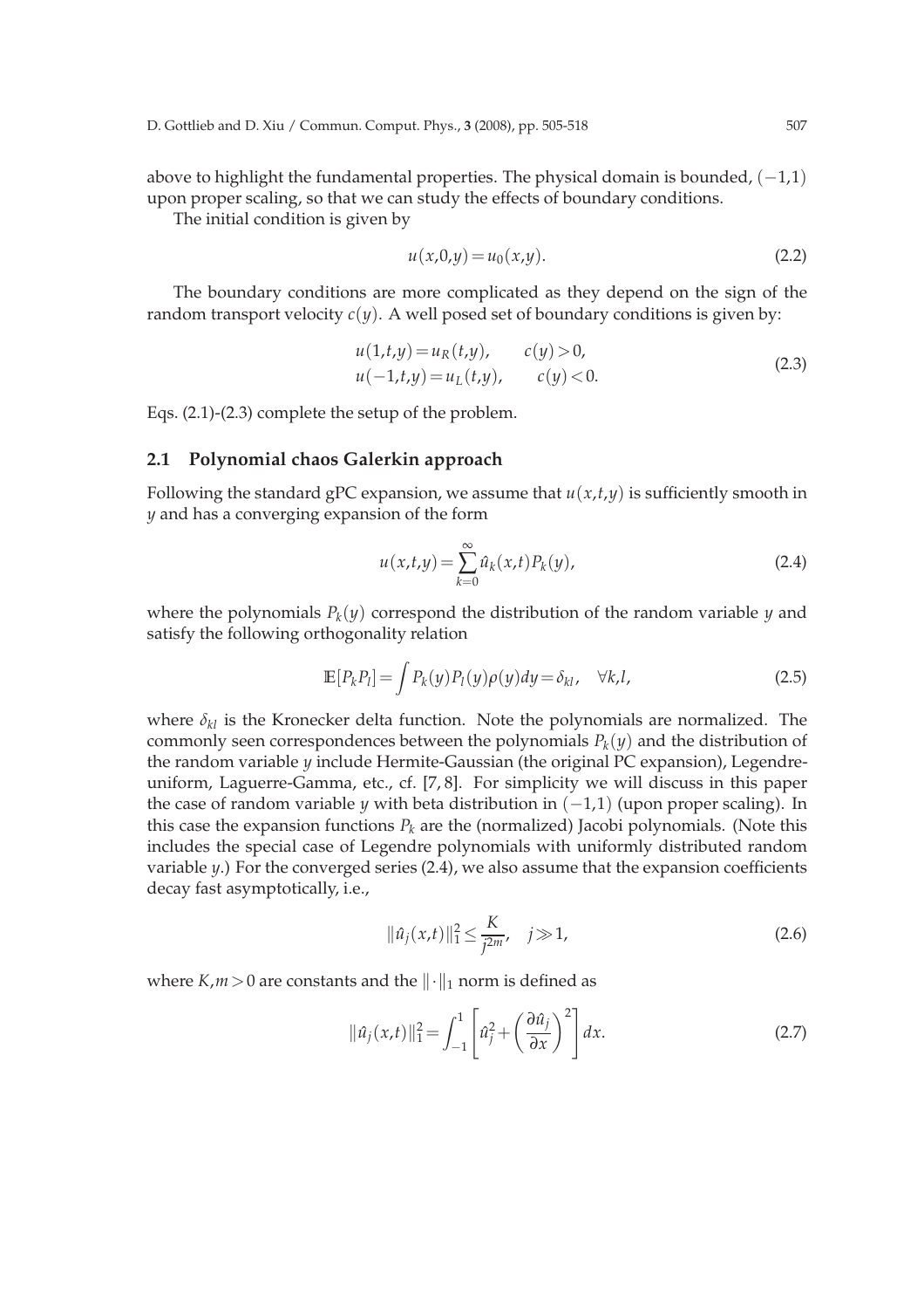above to highlight the fundamental properties. The physical domain is bounded, $(-1,1)$ upon proper scaling, so that we can study the effects of boundary conditions.

The initial condition is given by

$$u(x,0,y) = u_0(x,y). \tag{2.2}$$

The boundary conditions are more complicated as they depend on the sign of the random transport velocity $c(y)$. A well posed set of boundary conditions is given by:

$$\begin{aligned} u(1,t,y) &= u_R(t,y), \qquad c(y) > 0, \\ u(-1,t,y) &= u_L(t,y), \qquad c(y) < 0. \end{aligned} \tag{2.3}$$

Eqs. (2.1)-(2.3) complete the setup of the problem.

### 2.1 Polynomial chaos Galerkin approach

Following the standard gPC expansion, we assume that $u(x,t,y)$ is sufficiently smooth in $y$ and has a converging expansion of the form

$$u(x,t,y) = \sum_{k=0}^{\infty} \hat{u}_k(x,t) P_k(y), \tag{2.4}$$

where the polynomials $P_k(y)$ correspond the distribution of the random variable $y$ and satisfy the following orthogonality relation

$$\mathbb{E}[P_k P_l] = \int P_k(y) P_l(y) \rho(y) dy = \delta_{kl}, \quad \forall k,l, \tag{2.5}$$

where $\delta_{kl}$ is the Kronecker delta function. Note the polynomials are normalized. The commonly seen correspondences between the polynomials $P_k(y)$ and the distribution of the random variable $y$ include Hermite-Gaussian (the original PC expansion), Legendre-uniform, Laguerre-Gamma, etc., cf. [7, 8]. For simplicity we will discuss in this paper the case of random variable $y$ with beta distribution in $(-1,1)$ (upon proper scaling). In this case the expansion functions $P_k$ are the (normalized) Jacobi polynomials. (Note this includes the special case of Legendre polynomials with uniformly distributed random variable $y$.) For the converged series (2.4), we also assume that the expansion coefficients decay fast asymptotically, i.e.,

$$\|\hat{u}_j(x,t)\|_1^2 \leq \frac{K}{j^{2m}}, \quad j \gg 1, \tag{2.6}$$

where $K, m > 0$ are constants and the $\|\cdot\|_1$ norm is defined as

$$\|\hat{u}_j(x,t)\|_1^2 = \int_{-1}^{1} \left[ \hat{u}_j^2 + \left( \frac{\partial \hat{u}_j}{\partial x} \right)^2 \right] dx. \tag{2.7}$$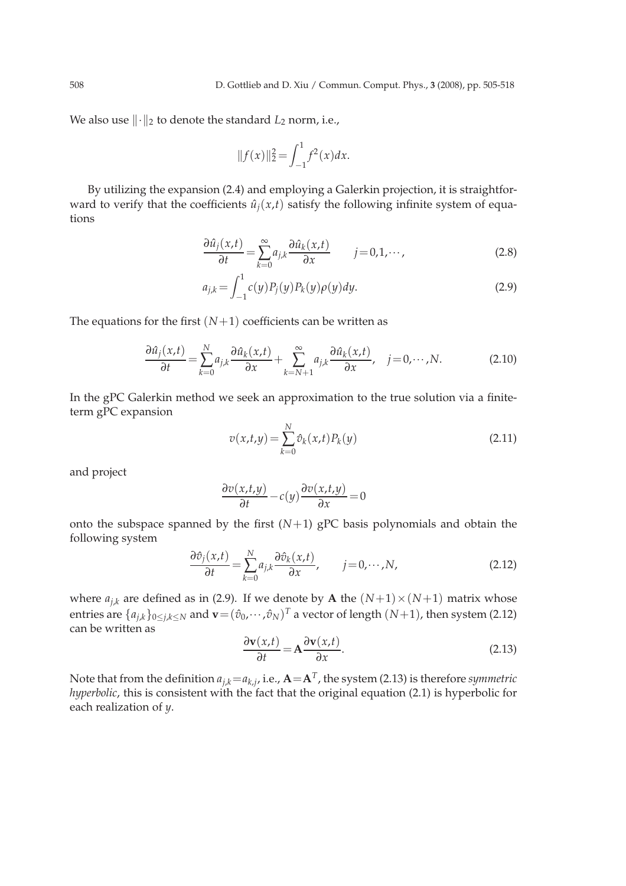We also use $\|\cdot\|_2$ to denote the standard $L_2$ norm, i.e.,

$$\|f(x)\|_2^2 = \int_{-1}^{1} f^2(x)dx.$$

By utilizing the expansion (2.4) and employing a Galerkin projection, it is straightforward to verify that the coefficients $\hat{u}_j(x,t)$ satisfy the following infinite system of equations

$$\frac{\partial \hat{u}_j(x,t)}{\partial t} = \sum_{k=0}^{\infty} a_{j,k} \frac{\partial \hat{u}_k(x,t)}{\partial x} \qquad j=0,1,\cdots, \tag{2.8}$$

$$a_{j,k} = \int_{-1}^{1} c(y) P_j(y) P_k(y) \rho(y) dy. \tag{2.9}$$

The equations for the first $(N+1)$ coefficients can be written as

$$\frac{\partial \hat{u}_j(x,t)}{\partial t} = \sum_{k=0}^{N} a_{j,k} \frac{\partial \hat{u}_k(x,t)}{\partial x} + \sum_{k=N+1}^{\infty} a_{j,k} \frac{\partial \hat{u}_k(x,t)}{\partial x}, \quad j=0,\cdots,N. \tag{2.10}$$

In the gPC Galerkin method we seek an approximation to the true solution via a finite-term gPC expansion

$$v(x,t,y) = \sum_{k=0}^{N} \hat{v}_k(x,t) P_k(y) \tag{2.11}$$

and project

$$\frac{\partial v(x,t,y)}{\partial t} - c(y) \frac{\partial v(x,t,y)}{\partial x} = 0$$

onto the subspace spanned by the first $(N+1)$ gPC basis polynomials and obtain the following system

$$\frac{\partial \hat{v}_j(x,t)}{\partial t} = \sum_{k=0}^{N} a_{j,k} \frac{\partial \hat{v}_k(x,t)}{\partial x}, \qquad j=0,\cdots,N, \tag{2.12}$$

where $a_{j,k}$ are defined as in (2.9). If we denote by $\mathbf{A}$ the $(N+1)\times(N+1)$ matrix whose entries are $\{a_{j,k}\}_{0\le j,k\le N}$ and $\mathbf{v} = (\hat{v}_0,\cdots,\hat{v}_N)^T$ a vector of length $(N+1)$, then system (2.12) can be written as

$$\frac{\partial \mathbf{v}(x,t)}{\partial t} = \mathbf{A} \frac{\partial \mathbf{v}(x,t)}{\partial x}. \tag{2.13}$$

Note that from the definition $a_{j,k} = a_{k,j}$, i.e., $\mathbf{A} = \mathbf{A}^T$, the system (2.13) is therefore *symmetric hyperbolic*, this is consistent with the fact that the original equation (2.1) is hyperbolic for each realization of $y$.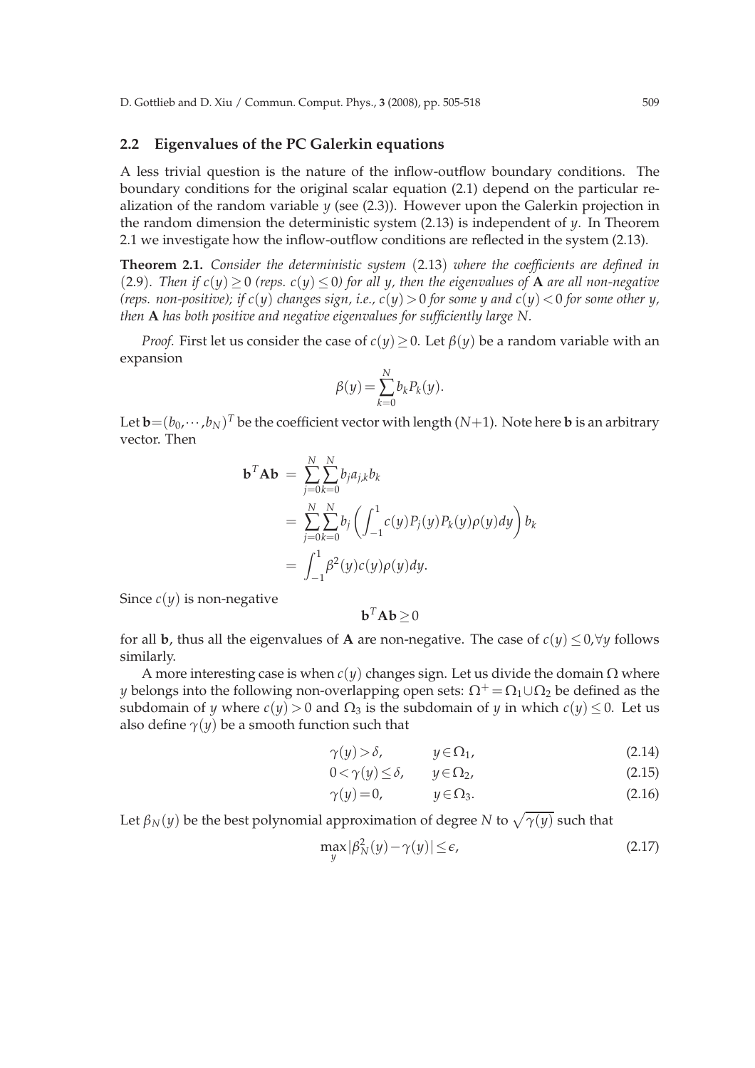### 2.2 Eigenvalues of the PC Galerkin equations

A less trivial question is the nature of the inflow-outflow boundary conditions. The boundary conditions for the original scalar equation (2.1) depend on the particular realization of the random variable $y$ (see (2.3)). However upon the Galerkin projection in the random dimension the deterministic system (2.13) is independent of $y$. In Theorem 2.1 we investigate how the inflow-outflow conditions are reflected in the system (2.13).

**Theorem 2.1.** *Consider the deterministic system* (2.13) *where the coefficients are defined in* (2.9)*. Then if $c(y) \geq 0$ (reps. $c(y) \leq 0$) for all $y$, then the eigenvalues of $\mathbf{A}$ are all non-negative (reps. non-positive); if $c(y)$ changes sign, i.e., $c(y) > 0$ for some $y$ and $c(y) < 0$ for some other $y$, then $\mathbf{A}$ has both positive and negative eigenvalues for sufficiently large $N$.*

*Proof.* First let us consider the case of $c(y) \geq 0$. Let $\beta(y)$ be a random variable with an expansion

$$\beta(y) = \sum_{k=0}^{N} b_k P_k(y).$$

Let $\mathbf{b} = (b_0, \cdots, b_N)^T$ be the coefficient vector with length $(N+1)$. Note here $\mathbf{b}$ is an arbitrary vector. Then

$$\begin{aligned}
\mathbf{b}^T \mathbf{A} \mathbf{b} &= \sum_{j=0}^{N} \sum_{k=0}^{N} b_j a_{j,k} b_k \\
&= \sum_{j=0}^{N} \sum_{k=0}^{N} b_j \left( \int_{-1}^{1} c(y) P_j(y) P_k(y) \rho(y) dy \right) b_k \\
&= \int_{-1}^{1} \beta^2(y) c(y) \rho(y) dy.
\end{aligned}$$

Since $c(y)$ is non-negative

$$\mathbf{b}^T \mathbf{A} \mathbf{b} \geq 0$$

for all $\mathbf{b}$, thus all the eigenvalues of $\mathbf{A}$ are non-negative. The case of $c(y) \leq 0, \forall y$ follows similarly.

A more interesting case is when $c(y)$ changes sign. Let us divide the domain $\Omega$ where $y$ belongs into the following non-overlapping open sets: $\Omega^+ = \Omega_1 \cup \Omega_2$ be defined as the subdomain of $y$ where $c(y) > 0$ and $\Omega_3$ is the subdomain of $y$ in which $c(y) \leq 0$. Let us also define $\gamma(y)$ be a smooth function such that

$$\gamma(y) > \delta, \qquad y \in \Omega_1, \tag{2.14}$$

$$0 < \gamma(y) \leq \delta, \qquad y \in \Omega_2, \tag{2.15}$$

$$\gamma(y) = 0, \qquad y \in \Omega_3. \tag{2.16}$$

Let $\beta_N(y)$ be the best polynomial approximation of degree $N$ to $\sqrt{\gamma(y)}$ such that

$$\max_y |\beta_N^2(y) - \gamma(y)| \leq \epsilon, \tag{2.17}$$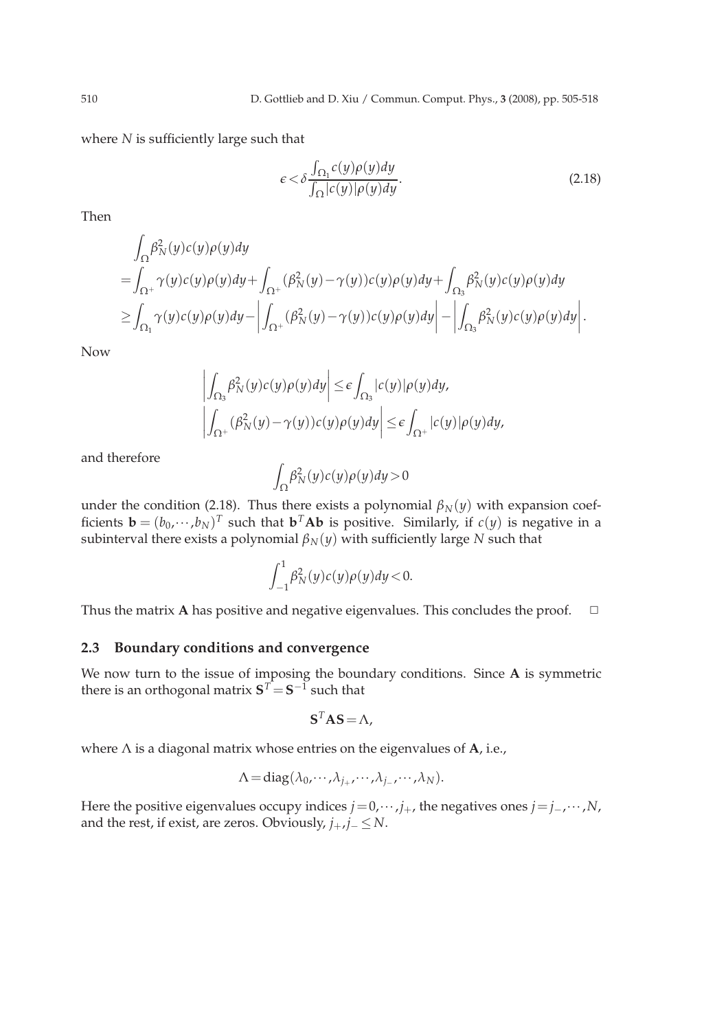where $N$ is sufficiently large such that

$$\epsilon < \delta \frac{\int_{\Omega_1} c(y)\rho(y)dy}{\int_{\Omega} |c(y)|\rho(y)dy}. \tag{2.18}$$

Then

$$\begin{aligned}
&\int_{\Omega} \beta_N^2(y)c(y)\rho(y)dy \\
=&\int_{\Omega^+} \gamma(y)c(y)\rho(y)dy + \int_{\Omega^+} (\beta_N^2(y) - \gamma(y))c(y)\rho(y)dy + \int_{\Omega_3} \beta_N^2(y)c(y)\rho(y)dy \\
\geq &\int_{\Omega_1} \gamma(y)c(y)\rho(y)dy - \left| \int_{\Omega^+} (\beta_N^2(y) - \gamma(y))c(y)\rho(y)dy \right| - \left| \int_{\Omega_3} \beta_N^2(y)c(y)\rho(y)dy \right|.
\end{aligned}$$

Now

$$\begin{aligned}
\left| \int_{\Omega_3} \beta_N^2(y)c(y)\rho(y)dy \right| &\leq \epsilon \int_{\Omega_3} |c(y)|\rho(y)dy, \\
\left| \int_{\Omega^+} (\beta_N^2(y) - \gamma(y))c(y)\rho(y)dy \right| &\leq \epsilon \int_{\Omega^+} |c(y)|\rho(y)dy,
\end{aligned}$$

and therefore

$$\int_{\Omega} \beta_N^2(y)c(y)\rho(y)dy > 0$$

under the condition (2.18). Thus there exists a polynomial $\beta_N(y)$ with expansion coefficients $\mathbf{b} = (b_0, \cdots, b_N)^T$ such that $\mathbf{b}^T\mathbf{A}\mathbf{b}$ is positive. Similarly, if $c(y)$ is negative in a subinterval there exists a polynomial $\beta_N(y)$ with sufficiently large $N$ such that

$$\int_{-1}^{1} \beta_N^2(y)c(y)\rho(y)dy < 0.$$

Thus the matrix $\mathbf{A}$ has positive and negative eigenvalues. This concludes the proof. $\square$

### 2.3 Boundary conditions and convergence

We now turn to the issue of imposing the boundary conditions. Since $\mathbf{A}$ is symmetric there is an orthogonal matrix $\mathbf{S}^T = \mathbf{S}^{-1}$ such that

$$\mathbf{S}^T\mathbf{A}\mathbf{S} = \Lambda,$$

where $\Lambda$ is a diagonal matrix whose entries on the eigenvalues of $\mathbf{A}$, i.e.,

$$\Lambda = \mathrm{diag}(\lambda_0, \cdots, \lambda_{j_+}, \cdots, \lambda_{j_-}, \cdots, \lambda_N).$$

Here the positive eigenvalues occupy indices $j = 0, \cdots, j_+$, the negatives ones $j = j_-, \cdots, N$, and the rest, if exist, are zeros. Obviously, $j_+, j_- \leq N$.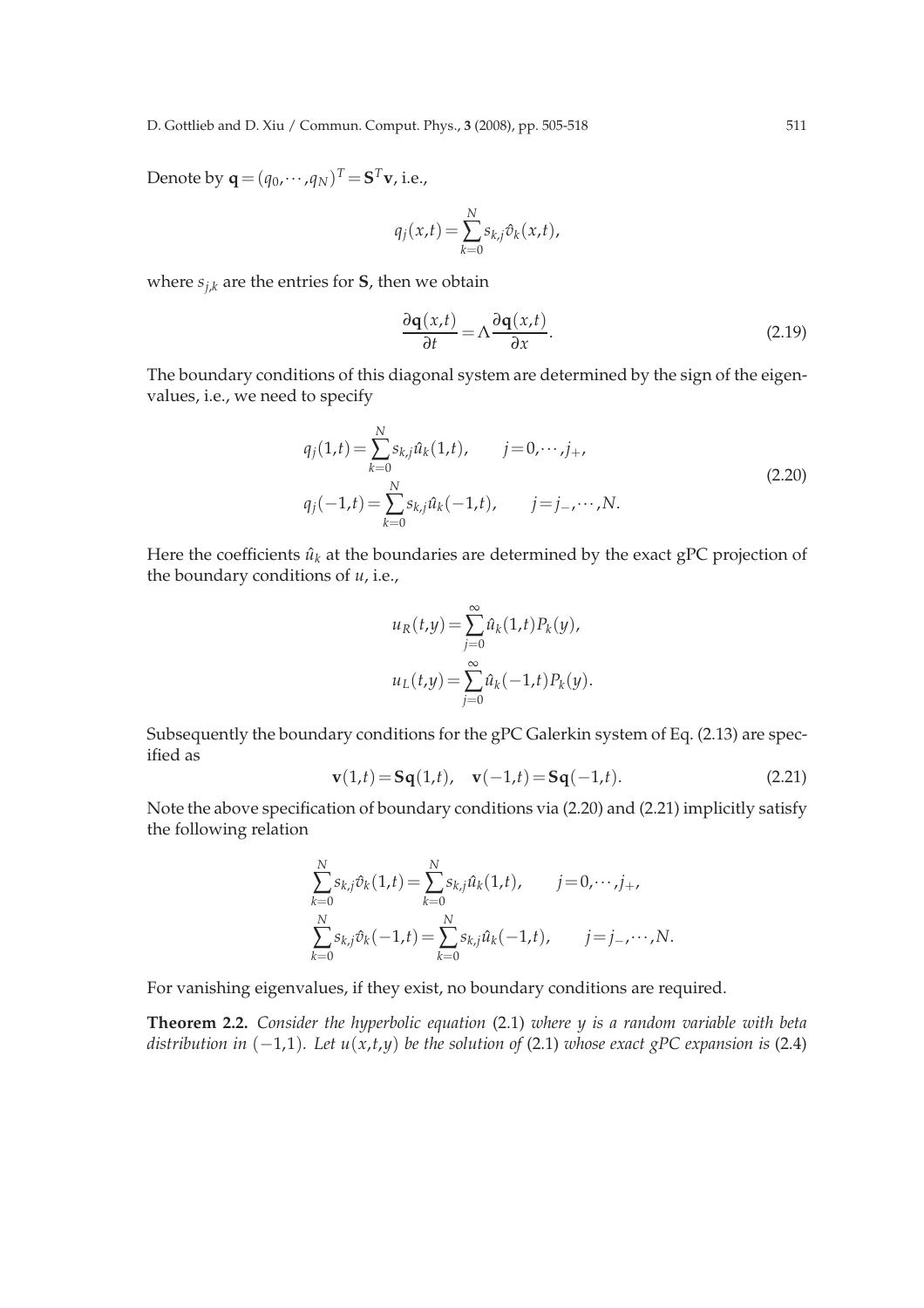Denote by $\mathbf{q} = (q_0, \cdots, q_N)^T = \mathbf{S}^T \mathbf{v}$, i.e.,

$$q_j(x,t) = \sum_{k=0}^{N} s_{k,j} \hat{v}_k(x,t),$$

where $s_{j,k}$ are the entries for $\mathbf{S}$, then we obtain

$$\frac{\partial \mathbf{q}(x,t)}{\partial t} = \Lambda \frac{\partial \mathbf{q}(x,t)}{\partial x}. \tag{2.19}$$

The boundary conditions of this diagonal system are determined by the sign of the eigenvalues, i.e., we need to specify

$$\begin{aligned}
q_j(1,t) &= \sum_{k=0}^{N} s_{k,j} \hat{u}_k(1,t), \qquad j = 0, \cdots, j_+, \\
q_j(-1,t) &= \sum_{k=0}^{N} s_{k,j} \hat{u}_k(-1,t), \qquad j = j_-, \cdots, N.
\end{aligned} \tag{2.20}$$

Here the coefficients $\hat{u}_k$ at the boundaries are determined by the exact gPC projection of the boundary conditions of $u$, i.e.,

$$\begin{aligned}
u_R(t,y) &= \sum_{j=0}^{\infty} \hat{u}_k(1,t) P_k(y), \\
u_L(t,y) &= \sum_{j=0}^{\infty} \hat{u}_k(-1,t) P_k(y).
\end{aligned}$$

Subsequently the boundary conditions for the gPC Galerkin system of Eq. (2.13) are specified as

$$\mathbf{v}(1,t) = \mathbf{S}\mathbf{q}(1,t), \quad \mathbf{v}(-1,t) = \mathbf{S}\mathbf{q}(-1,t). \tag{2.21}$$

Note the above specification of boundary conditions via (2.20) and (2.21) implicitly satisfy the following relation

$$\begin{aligned}
\sum_{k=0}^{N} s_{k,j} \hat{v}_k(1,t) &= \sum_{k=0}^{N} s_{k,j} \hat{u}_k(1,t), \qquad j = 0, \cdots, j_+, \\
\sum_{k=0}^{N} s_{k,j} \hat{v}_k(-1,t) &= \sum_{k=0}^{N} s_{k,j} \hat{u}_k(-1,t), \qquad j = j_-, \cdots, N.
\end{aligned}$$

For vanishing eigenvalues, if they exist, no boundary conditions are required.

**Theorem 2.2.** *Consider the hyperbolic equation* (2.1) *where $y$ is a random variable with beta distribution in $(-1,1)$. Let $u(x,t,y)$ be the solution of* (2.1) *whose exact gPC expansion is* (2.4)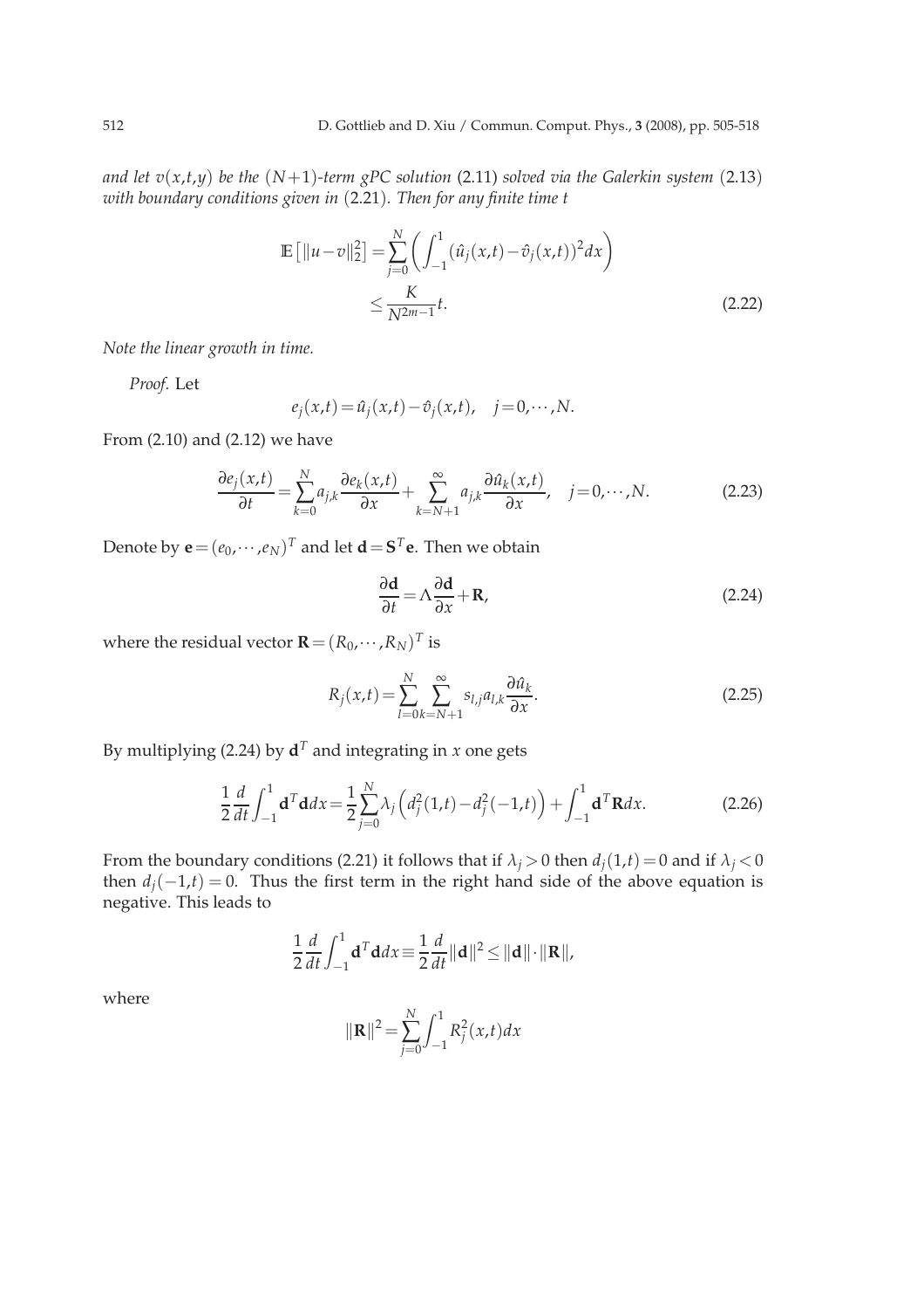*and let $v(x,t,y)$ be the $(N+1)$-term gPC solution* (2.11) *solved via the Galerkin system* (2.13) *with boundary conditions given in* (2.21)*. Then for any finite time $t$*

$$\mathbb{E}\left[\|u-v\|_2^2\right] = \sum_{j=0}^{N} \left( \int_{-1}^{1} (\hat{u}_j(x,t) - \hat{v}_j(x,t))^2 dx \right) \\ \leq \frac{K}{N^{2m-1}} t. \tag{2.22}$$

*Note the linear growth in time.*

*Proof.* Let

$$e_j(x,t) = \hat{u}_j(x,t) - \hat{v}_j(x,t), \quad j = 0, \cdots, N.$$

From (2.10) and (2.12) we have

$$\frac{\partial e_j(x,t)}{\partial t} = \sum_{k=0}^{N} a_{j,k} \frac{\partial e_k(x,t)}{\partial x} + \sum_{k=N+1}^{\infty} a_{j,k} \frac{\partial \hat{u}_k(x,t)}{\partial x}, \quad j = 0, \cdots, N. \tag{2.23}$$

Denote by $\mathbf{e} = (e_0, \cdots, e_N)^T$ and let $\mathbf{d} = \mathbf{S}^T \mathbf{e}$. Then we obtain

$$\frac{\partial \mathbf{d}}{\partial t} = \Lambda \frac{\partial \mathbf{d}}{\partial x} + \mathbf{R}, \tag{2.24}$$

where the residual vector $\mathbf{R} = (R_0, \cdots, R_N)^T$ is

$$R_j(x,t) = \sum_{l=0}^{N} \sum_{k=N+1}^{\infty} s_{l,j} a_{l,k} \frac{\partial \hat{u}_k}{\partial x}. \tag{2.25}$$

By multiplying (2.24) by $\mathbf{d}^T$ and integrating in $x$ one gets

$$\frac{1}{2} \frac{d}{dt} \int_{-1}^{1} \mathbf{d}^T \mathbf{d} dx = \frac{1}{2} \sum_{j=0}^{N} \lambda_j \left( d_j^2(1,t) - d_j^2(-1,t) \right) + \int_{-1}^{1} \mathbf{d}^T \mathbf{R} dx. \tag{2.26}$$

From the boundary conditions (2.21) it follows that if $\lambda_j > 0$ then $d_j(1,t) = 0$ and if $\lambda_j < 0$ then $d_j(-1,t) = 0$. Thus the first term in the right hand side of the above equation is negative. This leads to

$$\frac{1}{2} \frac{d}{dt} \int_{-1}^{1} \mathbf{d}^T \mathbf{d} dx \equiv \frac{1}{2} \frac{d}{dt} \|\mathbf{d}\|^2 \leq \|\mathbf{d}\| \cdot \|\mathbf{R}\|,$$

where

$$\|\mathbf{R}\|^2 = \sum_{j=0}^{N} \int_{-1}^{1} R_j^2(x,t) dx$$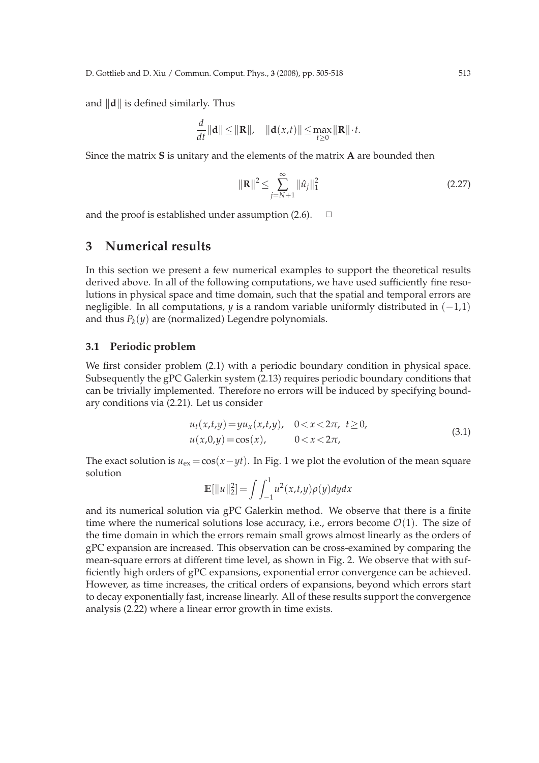and $\|\mathbf{d}\|$ is defined similarly. Thus

$$\frac{d}{dt}\|\mathbf{d}\| \le \|\mathbf{R}\|, \quad \|\mathbf{d}(x,t)\| \le \max_{t\ge 0}\|\mathbf{R}\|\cdot t.$$

Since the matrix $\mathbf{S}$ is unitary and the elements of the matrix $\mathbf{A}$ are bounded then

$$\|\mathbf{R}\|^2 \le \sum_{j=N+1}^{\infty} \|\hat{u}_j\|_1^2 \tag{2.27}$$

and the proof is established under assumption (2.6). $\square$

## 3 Numerical results

In this section we present a few numerical examples to support the theoretical results derived above. In all of the following computations, we have used sufficiently fine resolutions in physical space and time domain, such that the spatial and temporal errors are negligible. In all computations, $y$ is a random variable uniformly distributed in $(-1,1)$ and thus $P_k(y)$ are (normalized) Legendre polynomials.

### 3.1 Periodic problem

We first consider problem (2.1) with a periodic boundary condition in physical space. Subsequently the gPC Galerkin system (2.13) requires periodic boundary conditions that can be trivially implemented. Therefore no errors will be induced by specifying boundary conditions via (2.21). Let us consider

$$\begin{aligned} &u_t(x,t,y) = y u_x(x,t,y), \quad 0<x<2\pi, \ t\ge 0, \\ &u(x,0,y) = \cos(x), \qquad 0<x<2\pi, \end{aligned} \tag{3.1}$$

The exact solution is $u_{\mathrm{ex}} = \cos(x-yt)$. In Fig. 1 we plot the evolution of the mean square solution

$$\mathbb{E}[\|u\|_2^2] = \int\int_{-1}^{1} u^2(x,t,y)\rho(y)dydx$$

and its numerical solution via gPC Galerkin method. We observe that there is a finite time where the numerical solutions lose accuracy, i.e., errors become $\mathcal{O}(1)$. The size of the time domain in which the errors remain small grows almost linearly as the orders of gPC expansion are increased. This observation can be cross-examined by comparing the mean-square errors at different time level, as shown in Fig. 2. We observe that with sufficiently high orders of gPC expansions, exponential error convergence can be achieved. However, as time increases, the critical orders of expansions, beyond which errors start to decay exponentially fast, increase linearly. All of these results support the convergence analysis (2.22) where a linear error growth in time exists.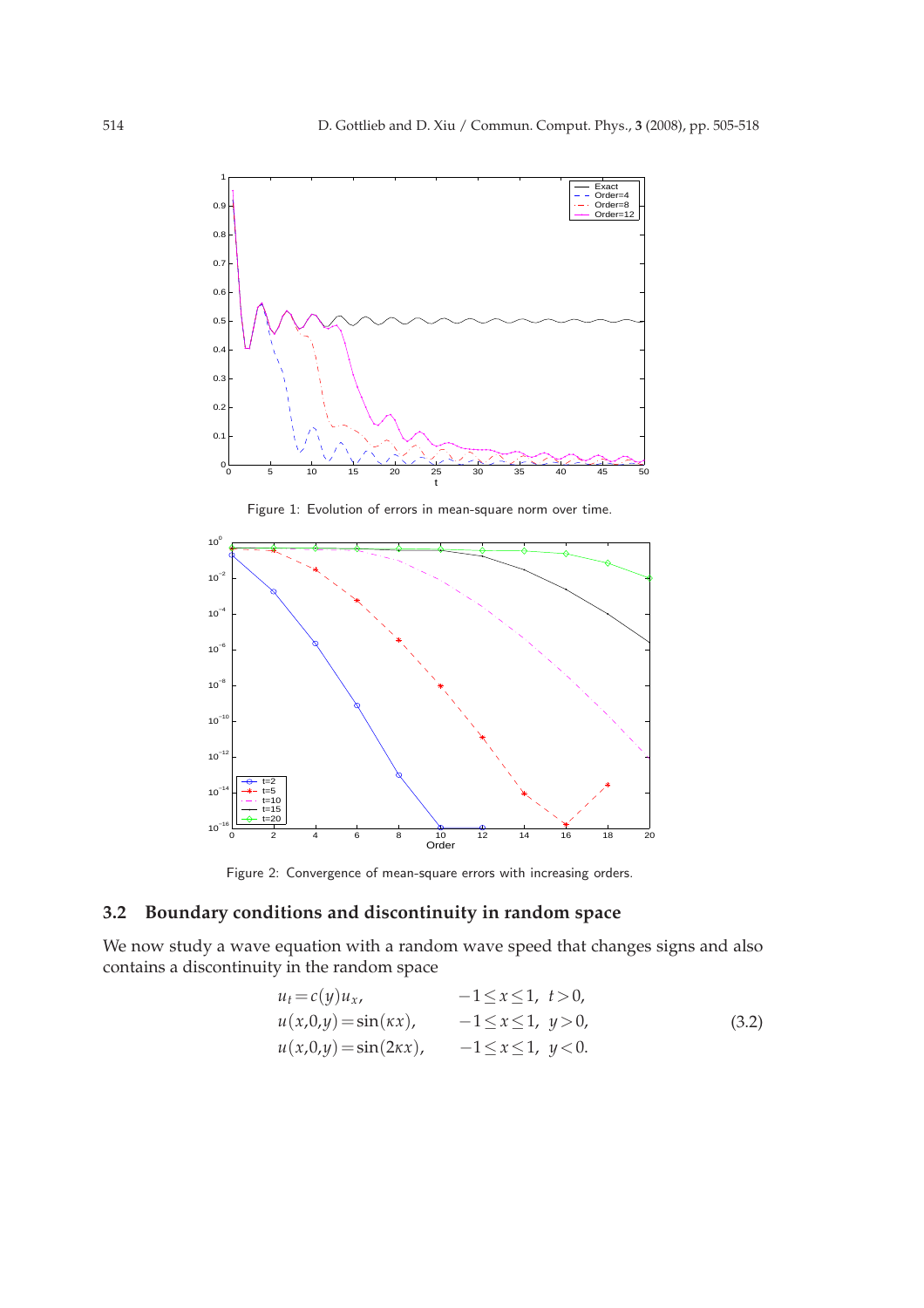Figure 1: Evolution of errors in mean-square norm over time.

Figure 2: Convergence of mean-square errors with increasing orders.

### 3.2 Boundary conditions and discontinuity in random space

We now study a wave equation with a random wave speed that changes signs and also contains a discontinuity in the random space

$$
\begin{aligned}
&u_t = c(y)u_x, && -1 \le x \le 1, \ t > 0, \\
&u(x,0,y) = \sin(\kappa x), && -1 \le x \le 1, \ y > 0, \\
&u(x,0,y) = \sin(2\kappa x), && -1 \le x \le 1, \ y < 0.
\end{aligned}
\tag{3.2}
$$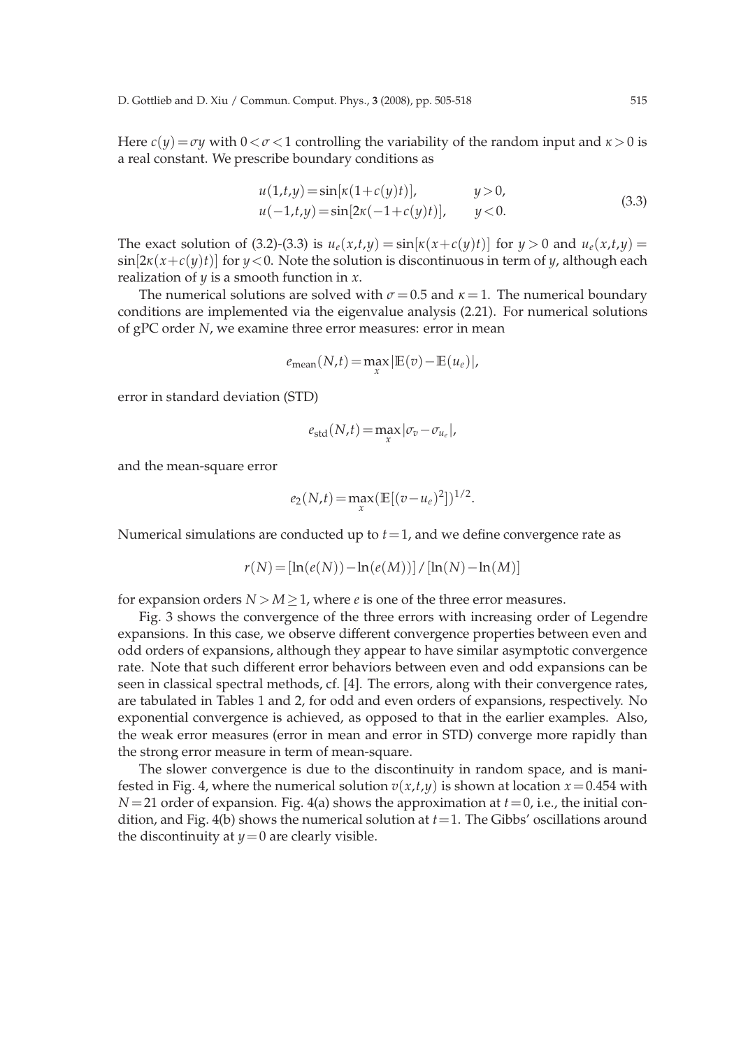Here $c(y) = \sigma y$ with $0 < \sigma < 1$ controlling the variability of the random input and $\kappa > 0$ is a real constant. We prescribe boundary conditions as

$$
\begin{aligned}
u(1,t,y) &= \sin[\kappa(1+c(y)t)], \qquad & y > 0, \\
u(-1,t,y) &= \sin[2\kappa(-1+c(y)t)], \qquad & y < 0.
\end{aligned}
\tag{3.3}
$$

The exact solution of (3.2)-(3.3) is $u_e(x,t,y) = \sin[\kappa(x+c(y)t)]$ for $y > 0$ and $u_e(x,t,y) = \sin[2\kappa(x+c(y)t)]$ for $y < 0$. Note the solution is discontinuous in term of $y$, although each realization of $y$ is a smooth function in $x$.

The numerical solutions are solved with $\sigma = 0.5$ and $\kappa = 1$. The numerical boundary conditions are implemented via the eigenvalue analysis (2.21). For numerical solutions of gPC order $N$, we examine three error measures: error in mean

$$
e_{\text{mean}}(N,t) = \max_x |\mathbb{E}(v) - \mathbb{E}(u_e)|,
$$

error in standard deviation (STD)

$$
e_{\text{std}}(N,t) = \max_x |\sigma_v - \sigma_{u_e}|,
$$

and the mean-square error

$$
e_2(N,t) = \max_x (\mathbb{E}[(v-u_e)^2])^{1/2}.
$$

Numerical simulations are conducted up to $t = 1$, and we define convergence rate as

$$
r(N) = [\ln(e(N)) - \ln(e(M))] \,/\, [\ln(N) - \ln(M)]
$$

for expansion orders $N > M \geq 1$, where $e$ is one of the three error measures.

Fig. 3 shows the convergence of the three errors with increasing order of Legendre expansions. In this case, we observe different convergence properties between even and odd orders of expansions, although they appear to have similar asymptotic convergence rate. Note that such different error behaviors between even and odd expansions can be seen in classical spectral methods, cf. [4]. The errors, along with their convergence rates, are tabulated in Tables 1 and 2, for odd and even orders of expansions, respectively. No exponential convergence is achieved, as opposed to that in the earlier examples. Also, the weak error measures (error in mean and error in STD) converge more rapidly than the strong error measure in term of mean-square.

The slower convergence is due to the discontinuity in random space, and is manifested in Fig. 4, where the numerical solution $v(x,t,y)$ is shown at location $x = 0.454$ with $N = 21$ order of expansion. Fig. 4(a) shows the approximation at $t = 0$, i.e., the initial condition, and Fig. 4(b) shows the numerical solution at $t = 1$. The Gibbs' oscillations around the discontinuity at $y = 0$ are clearly visible.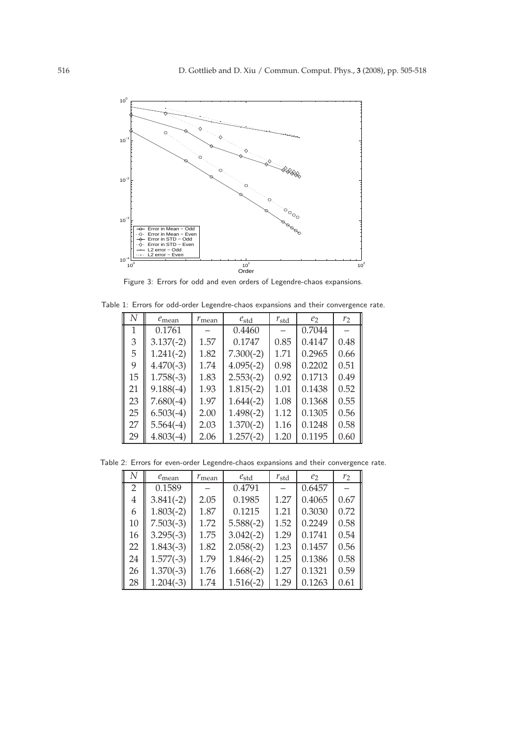Figure 3: Errors for odd and even orders of Legendre-chaos expansions.

Table 1: Errors for odd-order Legendre-chaos expansions and their convergence rate.

| $N$ | $e_{\text{mean}}$ | $r_{\text{mean}}$ | $e_{\text{std}}$ | $r_{\text{std}}$ | $e_2$ | $r_2$ |
|---|---|---|---|---|---|---|
| 1 | 0.1761 | – | 0.4460 | – | 0.7044 | – |
| 3 | 3.137(-2) | 1.57 | 0.1747 | 0.85 | 0.4147 | 0.48 |
| 5 | 1.241(-2) | 1.82 | 7.300(-2) | 1.71 | 0.2965 | 0.66 |
| 9 | 4.470(-3) | 1.74 | 4.095(-2) | 0.98 | 0.2202 | 0.51 |
| 15 | 1.758(-3) | 1.83 | 2.553(-2) | 0.92 | 0.1713 | 0.49 |
| 21 | 9.188(-4) | 1.93 | 1.815(-2) | 1.01 | 0.1438 | 0.52 |
| 23 | 7.680(-4) | 1.97 | 1.644(-2) | 1.08 | 0.1368 | 0.55 |
| 25 | 6.503(-4) | 2.00 | 1.498(-2) | 1.12 | 0.1305 | 0.56 |
| 27 | 5.564(-4) | 2.03 | 1.370(-2) | 1.16 | 0.1248 | 0.58 |
| 29 | 4.803(-4) | 2.06 | 1.257(-2) | 1.20 | 0.1195 | 0.60 |

Table 2: Errors for even-order Legendre-chaos expansions and their convergence rate.

| $N$ | $e_{\text{mean}}$ | $r_{\text{mean}}$ | $e_{\text{std}}$ | $r_{\text{std}}$ | $e_2$ | $r_2$ |
|---|---|---|---|---|---|---|
| 2 | 0.1589 | – | 0.4791 | – | 0.6457 | – |
| 4 | 3.841(-2) | 2.05 | 0.1985 | 1.27 | 0.4065 | 0.67 |
| 6 | 1.803(-2) | 1.87 | 0.1215 | 1.21 | 0.3030 | 0.72 |
| 10 | 7.503(-3) | 1.72 | 5.588(-2) | 1.52 | 0.2249 | 0.58 |
| 16 | 3.295(-3) | 1.75 | 3.042(-2) | 1.29 | 0.1741 | 0.54 |
| 22 | 1.843(-3) | 1.82 | 2.058(-2) | 1.23 | 0.1457 | 0.56 |
| 24 | 1.577(-3) | 1.79 | 1.846(-2) | 1.25 | 0.1386 | 0.58 |
| 26 | 1.370(-3) | 1.76 | 1.668(-2) | 1.27 | 0.1321 | 0.59 |
| 28 | 1.204(-3) | 1.74 | 1.516(-2) | 1.29 | 0.1263 | 0.61 |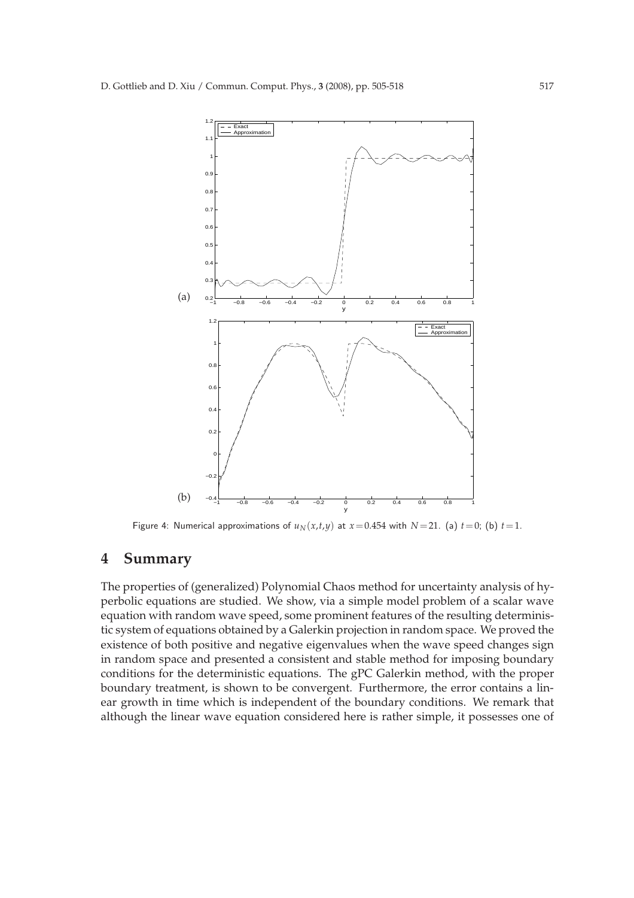Figure 4: Numerical approximations of $u_N(x,t,y)$ at $x=0.454$ with $N=21$. (a) $t=0$; (b) $t=1$.

# 4 Summary

The properties of (generalized) Polynomial Chaos method for uncertainty analysis of hyperbolic equations are studied. We show, via a simple model problem of a scalar wave equation with random wave speed, some prominent features of the resulting deterministic system of equations obtained by a Galerkin projection in random space. We proved the existence of both positive and negative eigenvalues when the wave speed changes sign in random space and presented a consistent and stable method for imposing boundary conditions for the deterministic equations. The gPC Galerkin method, with the proper boundary treatment, is shown to be convergent. Furthermore, the error contains a linear growth in time which is independent of the boundary conditions. We remark that although the linear wave equation considered here is rather simple, it possesses one of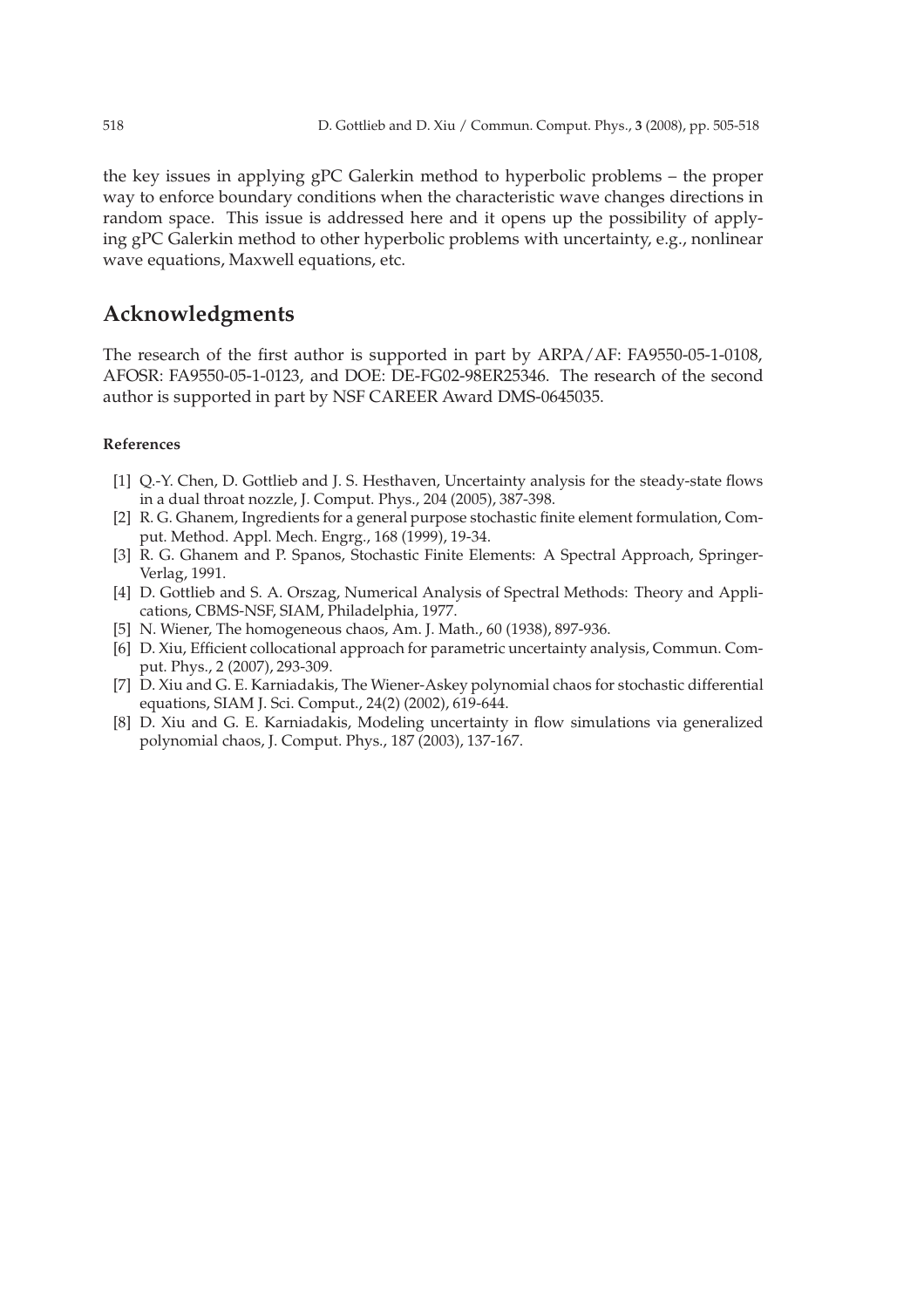the key issues in applying gPC Galerkin method to hyperbolic problems – the proper way to enforce boundary conditions when the characteristic wave changes directions in random space. This issue is addressed here and it opens up the possibility of applying gPC Galerkin method to other hyperbolic problems with uncertainty, e.g., nonlinear wave equations, Maxwell equations, etc.

## Acknowledgments

The research of the first author is supported in part by ARPA/AF: FA9550-05-1-0108, AFOSR: FA9550-05-1-0123, and DOE: DE-FG02-98ER25346. The research of the second author is supported in part by NSF CAREER Award DMS-0645035.

### References

[1] Q.-Y. Chen, D. Gottlieb and J. S. Hesthaven, Uncertainty analysis for the steady-state flows in a dual throat nozzle, J. Comput. Phys., 204 (2005), 387-398.

[2] R. G. Ghanem, Ingredients for a general purpose stochastic finite element formulation, Comput. Method. Appl. Mech. Engrg., 168 (1999), 19-34.

[3] R. G. Ghanem and P. Spanos, Stochastic Finite Elements: A Spectral Approach, Springer-Verlag, 1991.

[4] D. Gottlieb and S. A. Orszag, Numerical Analysis of Spectral Methods: Theory and Applications, CBMS-NSF, SIAM, Philadelphia, 1977.

[5] N. Wiener, The homogeneous chaos, Am. J. Math., 60 (1938), 897-936.

[6] D. Xiu, Efficient collocational approach for parametric uncertainty analysis, Commun. Comput. Phys., 2 (2007), 293-309.

[7] D. Xiu and G. E. Karniadakis, The Wiener-Askey polynomial chaos for stochastic differential equations, SIAM J. Sci. Comput., 24(2) (2002), 619-644.

[8] D. Xiu and G. E. Karniadakis, Modeling uncertainty in flow simulations via generalized polynomial chaos, J. Comput. Phys., 187 (2003), 137-167.